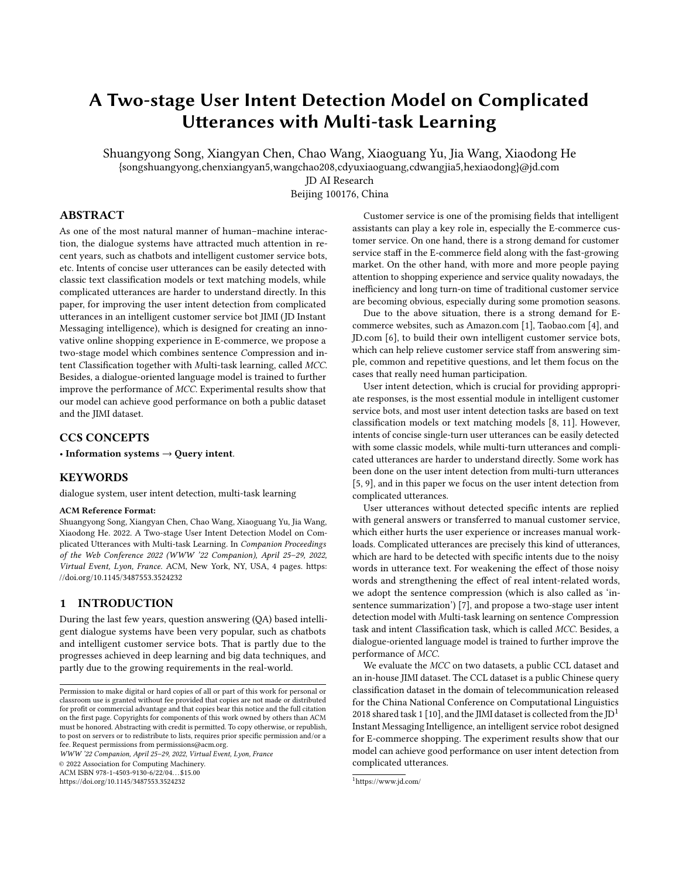# A Two-stage User Intent Detection Model on Complicated Utterances with Multi-task Learning

Shuangyong Song, Xiangyan Chen, Chao Wang, Xiaoguang Yu, Jia Wang, Xiaodong He

{songshuangyong,chenxiangyan5,wangchao208,cdyuxiaoguang,cdwangjia5,hexiaodong}@jd.com

JD AI Research

Beijing 100176, China

## ABSTRACT

As one of the most natural manner of human–machine interaction, the dialogue systems have attracted much attention in recent years, such as chatbots and intelligent customer service bots, etc. Intents of concise user utterances can be easily detected with classic text classification models or text matching models, while complicated utterances are harder to understand directly. In this paper, for improving the user intent detection from complicated utterances in an intelligent customer service bot JIMI (JD Instant Messaging intelligence), which is designed for creating an innovative online shopping experience in E-commerce, we propose a two-stage model which combines sentence *C*ompression and intent *C*lassification together with *M*ulti-task learning, called *MCC*. Besides, a dialogue-oriented language model is trained to further improve the performance of *MCC*. Experimental results show that our model can achieve good performance on both a public dataset and the JIMI dataset.

## CCS CONCEPTS

• **Information systems** → **Query intent**.

## KEYWORDS

dialogue system, user intent detection, multi-task learning

**ACM Reference Format:**

Shuangyong Song, Xiangyan Chen, Chao Wang, Xiaoguang Yu, Jia Wang, Xiaodong He. 2022. A Two-stage User Intent Detection Model on Complicated Utterances with Multi-task Learning. In *Companion Proceedings of the Web Conference 2022 (WWW '22 Companion), April 25–29, 2022, Virtual Event, Lyon, France.* ACM, New York, NY, USA, 4 pages. https://doi.org/10.1145/3487553.3524232

## 1 INTRODUCTION

During the last few years, question answering (QA) based intelligent dialogue systems have been very popular, such as chatbots and intelligent customer service bots. That is partly due to the progresses achieved in deep learning and big data techniques, and partly due to the growing requirements in the real-world.

Customer service is one of the promising fields that intelligent assistants can play a key role in, especially the E-commerce customer service. On one hand, there is a strong demand for customer service staff in the E-commerce field along with the fast-growing market. On the other hand, with more and more people paying attention to shopping experience and service quality nowadays, the inefficiency and long turn-on time of traditional customer service are becoming obvious, especially during some promotion seasons.

Due to the above situation, there is a strong demand for E-commerce websites, such as Amazon.com [1], Taobao.com [4], and JD.com [6], to build their own intelligent customer service bots, which can help relieve customer service staff from answering simple, common and repetitive questions, and let them focus on the cases that really need human participation.

User intent detection, which is crucial for providing appropriate responses, is the most essential module in intelligent customer service bots, and most user intent detection tasks are based on text classification models or text matching models [8, 11]. However, intents of concise single-turn user utterances can be easily detected with some classic models, while multi-turn utterances and complicated utterances are harder to understand directly. Some work has been done on the user intent detection from multi-turn utterances [5, 9], and in this paper we focus on the user intent detection from complicated utterances.

User utterances without detected specific intents are replied with general answers or transferred to manual customer service, which either hurts the user experience or increases manual workloads. Complicated utterances are precisely this kind of utterances, which are hard to be detected with specific intents due to the noisy words in utterance text. For weakening the effect of those noisy words and strengthening the effect of real intent-related words, we adopt the sentence compression (which is also called as 'in-sentence summarization') [7], and propose a two-stage user intent detection model with *M*ulti-task learning on sentence *C*ompression task and intent *C*lassification task, which is called *MCC*. Besides, a dialogue-oriented language model is trained to further improve the performance of *MCC*.

We evaluate the *MCC* on two datasets, a public CCL dataset and an in-house JIMI dataset. The CCL dataset is a public Chinese query classification dataset in the domain of telecommunication released for the China National Conference on Computational Linguistics 2018 shared task 1 [10], and the JIMI dataset is collected from the JD[1] Instant Messaging Intelligence, an intelligent service robot designed for E-commerce shopping. The experiment results show that our model can achieve good performance on user intent detection from complicated utterances.

---

Permission to make digital or hard copies of all or part of this work for personal or classroom use is granted without fee provided that copies are not made or distributed for profit or commercial advantage and that copies bear this notice and the full citation on the first page. Copyrights for components of this work owned by others than ACM must be honored. Abstracting with credit is permitted. To copy otherwise, or republish, to post on servers or to redistribute to lists, requires prior specific permission and/or a fee. Request permissions from permissions@acm.org.

*WWW '22 Companion, April 25–29, 2022, Virtual Event, Lyon, France*

© 2022 Association for Computing Machinery.

ACM ISBN 978-1-4503-9130-6/22/04…$15.00

https://doi.org/10.1145/3487553.3524232

[1] https://www.jd.com/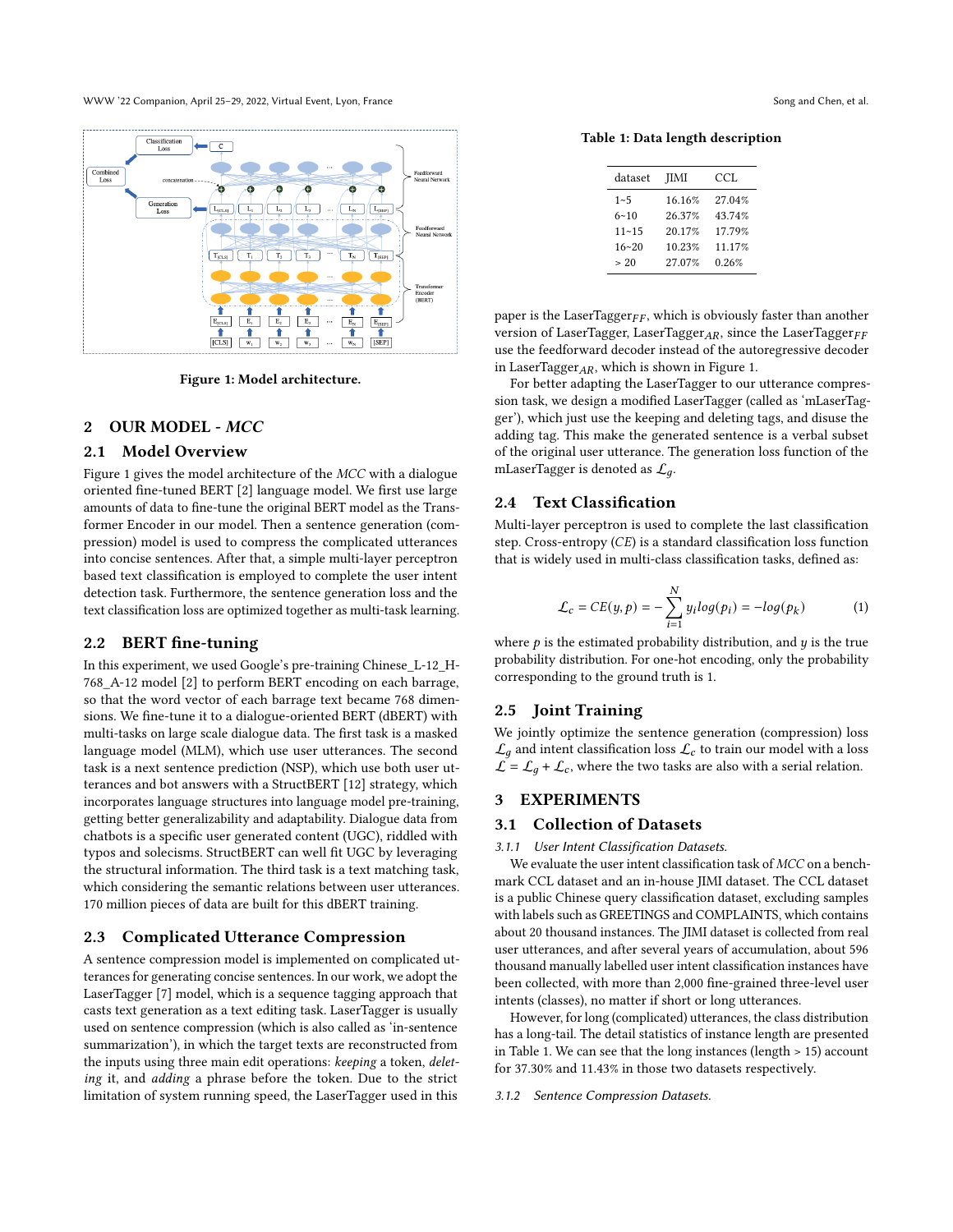Figure 1: Model architecture.

## 2 OUR MODEL - *MCC*

### 2.1 Model Overview

Figure 1 gives the model architecture of the *MCC* with a dialogue oriented fine-tuned BERT [2] language model. We first use large amounts of data to fine-tune the original BERT model as the Transformer Encoder in our model. Then a sentence generation (compression) model is used to compress the complicated utterances into concise sentences. After that, a simple multi-layer perceptron based text classification is employed to complete the user intent detection task. Furthermore, the sentence generation loss and the text classification loss are optimized together as multi-task learning.

### 2.2 BERT fine-tuning

In this experiment, we used Google's pre-training Chinese_L-12_H-768_A-12 model [2] to perform BERT encoding on each barrage, so that the word vector of each barrage text became 768 dimensions. We fine-tune it to a dialogue-oriented BERT (dBERT) with multi-tasks on large scale dialogue data. The first task is a masked language model (MLM), which use user utterances. The second task is a next sentence prediction (NSP), which use both user utterances and bot answers with a StructBERT [12] strategy, which incorporates language structures into language model pre-training, getting better generalizability and adaptability. Dialogue data from chatbots is a specific user generated content (UGC), riddled with typos and solecisms. StructBERT can well fit UGC by leveraging the structural information. The third task is a text matching task, which considering the semantic relations between user utterances. 170 million pieces of data are built for this dBERT training.

### 2.3 Complicated Utterance Compression

A sentence compression model is implemented on complicated utterances for generating concise sentences. In our work, we adopt the LaserTagger [7] model, which is a sequence tagging approach that casts text generation as a text editing task. LaserTagger is usually used on sentence compression (which is also called as 'in-sentence summarization'), in which the target texts are reconstructed from the inputs using three main edit operations: *keeping* a token, *deleting* it, and *adding* a phrase before the token. Due to the strict limitation of system running speed, the LaserTagger used in this paper is the LaserTagger$_{FF}$, which is obviously faster than another version of LaserTagger, LaserTagger$_{AR}$, since the LaserTagger$_{FF}$ use the feedforward decoder instead of the autoregressive decoder in LaserTagger$_{AR}$, which is shown in Figure 1.

For better adapting the LaserTagger to our utterance compression task, we design a modified LaserTagger (called as 'mLaserTagger'), which just use the keeping and deleting tags, and disuse the adding tag. This make the generated sentence is a verbal subset of the original user utterance. The generation loss function of the mLaserTagger is denoted as $\mathcal{L}_g$.

### 2.4 Text Classification

Multi-layer perceptron is used to complete the last classification step. Cross-entropy (*CE*) is a standard classification loss function that is widely used in multi-class classification tasks, defined as:

$$\mathcal{L}_c = CE(y,p) = -\sum_{i=1}^{N} y_i log(p_i) = -log(p_k) \tag{1}$$

where $p$ is the estimated probability distribution, and $y$ is the true probability distribution. For one-hot encoding, only the probability corresponding to the ground truth is 1.

### 2.5 Joint Training

We jointly optimize the sentence generation (compression) loss $\mathcal{L}_g$ and intent classification loss $\mathcal{L}_c$ to train our model with a loss $\mathcal{L} = \mathcal{L}_g + \mathcal{L}_c$, where the two tasks are also with a serial relation.

## 3 EXPERIMENTS

### 3.1 Collection of Datasets

#### 3.1.1 *User Intent Classification Datasets.*

We evaluate the user intent classification task of *MCC* on a benchmark CCL dataset and an in-house JIMI dataset. The CCL dataset is a public Chinese query classification dataset, excluding samples with labels such as GREETINGS and COMPLAINTS, which contains about 20 thousand instances. The JIMI dataset is collected from real user utterances, and after several years of accumulation, about 596 thousand manually labelled user intent classification instances have been collected, with more than 2,000 fine-grained three-level user intents (classes), no matter if short or long utterances.

However, for long (complicated) utterances, the class distribution has a long-tail. The detail statistics of instance length are presented in Table 1. We can see that the long instances (length > 15) account for 37.30% and 11.43% in those two datasets respectively.

**Table 1: Data length description**

| dataset | JIMI | CCL |
|---|---|---|
| 1~5 | 16.16% | 27.04% |
| 6~10 | 26.37% | 43.74% |
| 11~15 | 20.17% | 17.79% |
| 16~20 | 10.23% | 11.17% |
| > 20 | 27.07% | 0.26% |

#### 3.1.2 *Sentence Compression Datasets.*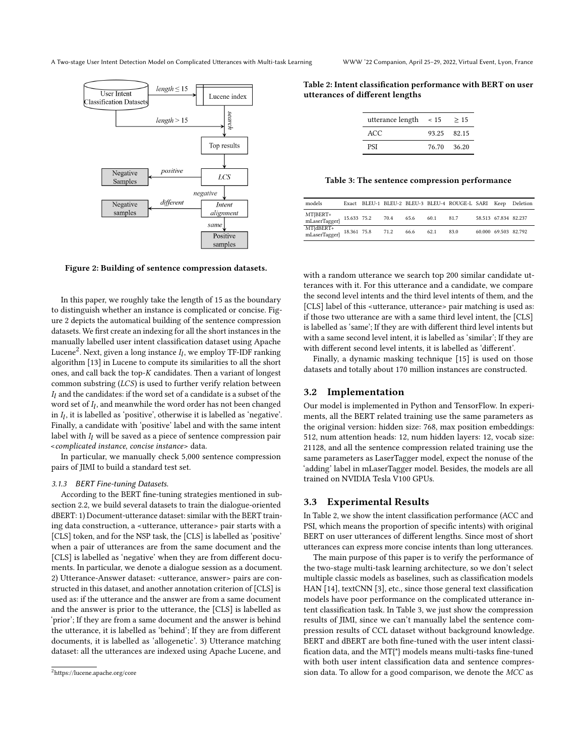Figure 2: Building of sentence compression datasets.

In this paper, we roughly take the length of 15 as the boundary to distinguish whether an instance is complicated or concise. Figure 2 depicts the automatical building of the sentence compression datasets. We first create an indexing for all the short instances in the manually labelled user intent classification dataset using Apache Lucene[2]. Next, given a long instance $I_l$, we employ TF-IDF ranking algorithm [13] in Lucene to compute its similarities to all the short ones, and call back the top-$K$ candidates. Then a variant of longest common substring (*LCS*) is used to further verify relation between $I_l$ and the candidates: if the word set of a candidate is a subset of the word set of $I_l$, and meanwhile the word order has not been changed in $I_l$, it is labelled as 'positive', otherwise it is labelled as 'negative'. Finally, a candidate with 'positive' label and with the same intent label with $I_l$ will be saved as a piece of sentence compression pair <*complicated instance*, *concise instance*> data.

In particular, we manually check 5,000 sentence compression pairs of JIMI to build a standard test set.

#### 3.1.3 BERT Fine-tuning Datasets.

According to the BERT fine-tuning strategies mentioned in subsection 2.2, we build several datasets to train the dialogue-oriented dBERT: 1) Document-utterance dataset: similar with the BERT training data construction, a <utterance, utterance> pair starts with a [CLS] token, and for the NSP task, the [CLS] is labelled as 'positive' when a pair of utterances are from the same document and the [CLS] is labelled as 'negative' when they are from different documents. In particular, we denote a dialogue session as a document. 2) Utterance-Answer dataset: <utterance, answer> pairs are constructed in this dataset, and another annotation criterion of [CLS] is used as: if the utterance and the answer are from a same document and the answer is prior to the utterance, the [CLS] is labelled as 'prior'; If they are from a same document and the answer is behind the utterance, it is labelled as 'behind'; If they are from different documents, it is labelled as 'allogenetic'. 3) Utterance matching dataset: all the utterances are indexed using Apache Lucene, and with a random utterance we search top 200 similar candidate utterances with it. For this utterance and a candidate, we compare the second level intents and the third level intents of them, and the [CLS] label of this <utterance, utterance> pair matching is used as: if those two utterance are with a same third level intent, the [CLS] is labelled as 'same'; If they are with different third level intents but with a same second level intent, it is labelled as 'similar'; If they are with different second level intents, it is labelled as 'different'.

Finally, a dynamic masking technique [15] is used on those datasets and totally about 170 million instances are constructed.

[2] https://lucene.apache.org/core

Table 2: Intent classification performance with BERT on user utterances of different lengths

| utterance length | < 15 | ≥ 15 |
|---|---|---|
| ACC | 93.25 | 82.15 |
| PSI | 76.70 | 36.20 |

Table 3: The sentence compression performance

| models | Exact | BLEU-1 | BLEU-2 | BLEU-3 | BLEU-4 | ROUGE-L | SARI | Keep | Deletion |
|---|---|---|---|---|---|---|---|---|---|
| MT{BERT+ mLaserTagger} | 15.633 | 75.2 | 70.4 | 65.6 | 60.1 | 81.7 | 58.513 | 67.834 | 82.237 |
| MT{dBERT+ mLaserTagger} | 18.361 | 75.8 | 71.2 | 66.6 | 62.1 | 83.0 | 60.000 | 69.503 | 82.792 |

## 3.2 Implementation

Our model is implemented in Python and TensorFlow. In experiments, all the BERT related training use the same parameters as the original version: hidden size: 768, max position embeddings: 512, num attention heads: 12, num hidden layers: 12, vocab size: 21128, and all the sentence compression related training use the same parameters as LaserTagger model, expect the nonuse of the 'adding' label in mLaserTagger model. Besides, the models are all trained on NVIDIA Tesla V100 GPUs.

## 3.3 Experimental Results

In Table 2, we show the intent classification performance (ACC and PSI, which means the proportion of specific intents) with original BERT on user utterances of different lengths. Since most of short utterances can express more concise intents than long utterances.

The main purpose of this paper is to verify the performance of the two-stage multi-task learning architecture, so we don't select multiple classic models as baselines, such as classification models HAN [14], textCNN [3], etc., since those general text classification models have poor performance on the complicated utterance intent classification task. In Table 3, we just show the compression results of JIMI, since we can't manually label the sentence compression results of CCL dataset without background knowledge. BERT and dBERT are both fine-tuned with the user intent classification data, and the MT{*} models means multi-tasks fine-tuned with both user intent classification data and sentence compression data. To allow for a good comparison, we denote the *MCC* as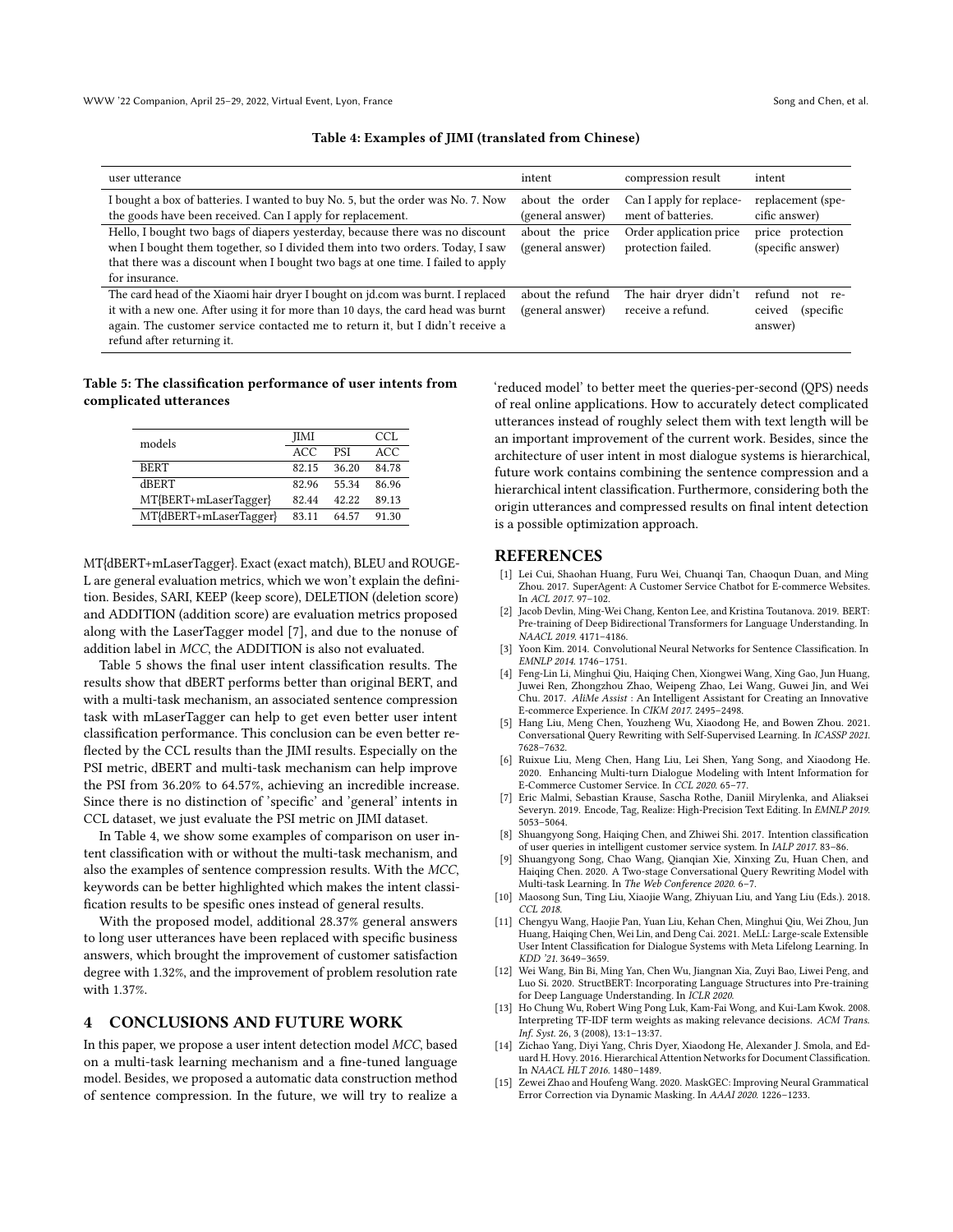**Table 4: Examples of JIMI (translated from Chinese)**

| user utterance | intent | compression result | intent |
| --- | --- | --- | --- |
| I bought a box of batteries. I wanted to buy No. 5, but the order was No. 7. Now the goods have been received. Can I apply for replacement. | about the order (general answer) | Can I apply for replacement of batteries. | replacement (specific answer) |
| Hello, I bought two bags of diapers yesterday, because there was no discount when I bought them together, so I divided them into two orders. Today, I saw that there was a discount when I bought two bags at one time. I failed to apply for insurance. | about the price (general answer) | Order application price protection failed. | price protection (specific answer) |
| The card head of the Xiaomi hair dryer I bought on jd.com was burnt. I replaced it with a new one. After using it for more than 10 days, the card head was burnt again. The customer service contacted me to return it, but I didn't receive a refund after returning it. | about the refund (general answer) | The hair dryer didn't receive a refund. | refund not received (specific answer) |

**Table 5: The classification performance of user intents from complicated utterances**

| models | JIMI | | CCL |
| --- | --- | --- | --- |
| | ACC | PSI | ACC |
| BERT | 82.15 | 36.20 | 84.78 |
| dBERT | 82.96 | 55.34 | 86.96 |
| MT{BERT+mLaserTagger} | 82.44 | 42.22 | 89.13 |
| MT{dBERT+mLaserTagger} | 83.11 | 64.57 | 91.30 |

MT{dBERT+mLaserTagger}. Exact (exact match), BLEU and ROUGE-L are general evaluation metrics, which we won't explain the definition. Besides, SARI, KEEP (keep score), DELETION (deletion score) and ADDITION (addition score) are evaluation metrics proposed along with the LaserTagger model [7], and due to the nonuse of addition label in *MCC*, the ADDITION is also not evaluated.

Table 5 shows the final user intent classification results. The results show that dBERT performs better than original BERT, and with a multi-task mechanism, an associated sentence compression task with mLaserTagger can help to get even better user intent classification performance. This conclusion can be even better reflected by the CCL results than the JIMI results. Especially on the PSI metric, dBERT and multi-task mechanism can help improve the PSI from 36.20% to 64.57%, achieving an incredible increase. Since there is no distinction of 'specific' and 'general' intents in CCL dataset, we just evaluate the PSI metric on JIMI dataset.

In Table 4, we show some examples of comparison on user intent classification with or without the multi-task mechanism, and also the examples of sentence compression results. With the *MCC*, keywords can be better highlighted which makes the intent classification results to be spesific ones instead of general results.

With the proposed model, additional 28.37% general answers to long user utterances have been replaced with specific business answers, which brought the improvement of customer satisfaction degree with 1.32%, and the improvement of problem resolution rate with 1.37%.

## 4 CONCLUSIONS AND FUTURE WORK

In this paper, we propose a user intent detection model *MCC*, based on a multi-task learning mechanism and a fine-tuned language model. Besides, we proposed a automatic data construction method of sentence compression. In the future, we will try to realize a 'reduced model' to better meet the queries-per-second (QPS) needs of real online applications. How to accurately detect complicated utterances instead of roughly select them with text length will be an important improvement of the current work. Besides, since the architecture of user intent in most dialogue systems is hierarchical, future work contains combining the sentence compression and a hierarchical intent classification. Furthermore, considering both the origin utterances and compressed results on final intent detection is a possible optimization approach.

## REFERENCES

- [1] Lei Cui, Shaohan Huang, Furu Wei, Chuanqi Tan, Chaoqun Duan, and Ming Zhou. 2017. SuperAgent: A Customer Service Chatbot for E-commerce Websites. In *ACL 2017*. 97–102.
- [2] Jacob Devlin, Ming-Wei Chang, Kenton Lee, and Kristina Toutanova. 2019. BERT: Pre-training of Deep Bidirectional Transformers for Language Understanding. In *NAACL 2019*. 4171–4186.
- [3] Yoon Kim. 2014. Convolutional Neural Networks for Sentence Classification. In *EMNLP 2014*. 1746–1751.
- [4] Feng-Lin Li, Minghui Qiu, Haiqing Chen, Xiongwei Wang, Xing Gao, Jun Huang, Juwei Ren, Zhongzhou Zhao, Weipeng Zhao, Lei Wang, Guwei Jin, and Wei Chu. 2017. *AliMe Assist* : An Intelligent Assistant for Creating an Innovative E-commerce Experience. In *CIKM 2017*. 2495–2498.
- [5] Hang Liu, Meng Chen, Youzheng Wu, Xiaodong He, and Bowen Zhou. 2021. Conversational Query Rewriting with Self-Supervised Learning. In *ICASSP 2021*. 7628–7632.
- [6] Ruixue Liu, Meng Chen, Hang Liu, Lei Shen, Yang Song, and Xiaodong He. 2020. Enhancing Multi-turn Dialogue Modeling with Intent Information for E-Commerce Customer Service. In *CCL 2020*. 65–77.
- [7] Eric Malmi, Sebastian Krause, Sascha Rothe, Daniil Mirylenka, and Aliaksei Severyn. 2019. Encode, Tag, Realize: High-Precision Text Editing. In *EMNLP 2019*. 5053–5064.
- [8] Shuangyong Song, Haiqing Chen, and Zhiwei Shi. 2017. Intention classification of user queries in intelligent customer service system. In *IALP 2017*. 83–86.
- [9] Shuangyong Song, Chao Wang, Qianqian Xie, Xinxing Zu, Huan Chen, and Haiqing Chen. 2020. A Two-stage Conversational Query Rewriting Model with Multi-task Learning. In *The Web Conference 2020*. 6–7.
- [10] Maosong Sun, Ting Liu, Xiaojie Wang, Zhiyuan Liu, and Yang Liu (Eds.). 2018. *CCL 2018*.
- [11] Chengyu Wang, Haojie Pan, Yuan Liu, Kehan Chen, Minghui Qiu, Wei Zhou, Jun Huang, Haiqing Chen, Wei Lin, and Deng Cai. 2021. MeLL: Large-scale Extensible User Intent Classification for Dialogue Systems with Meta Lifelong Learning. In *KDD '21*. 3649–3659.
- [12] Wei Wang, Bin Bi, Ming Yan, Chen Wu, Jiangnan Xia, Zuyi Bao, Liwei Peng, and Luo Si. 2020. StructBERT: Incorporating Language Structures into Pre-training for Deep Language Understanding. In *ICLR 2020*.
- [13] Ho Chung Wu, Robert Wing Pong Luk, Kam-Fai Wong, and Kui-Lam Kwok. 2008. Interpreting TF-IDF term weights as making relevance decisions. *ACM Trans. Inf. Syst.* 26, 3 (2008), 13:1–13:37.
- [14] Zichao Yang, Diyi Yang, Chris Dyer, Xiaodong He, Alexander J. Smola, and Eduard H. Hovy. 2016. Hierarchical Attention Networks for Document Classification. In *NAACL HLT 2016*. 1480–1489.
- [15] Zewei Zhao and Houfeng Wang. 2020. MaskGEC: Improving Neural Grammatical Error Correction via Dynamic Masking. In *AAAI 2020*. 1226–1233.